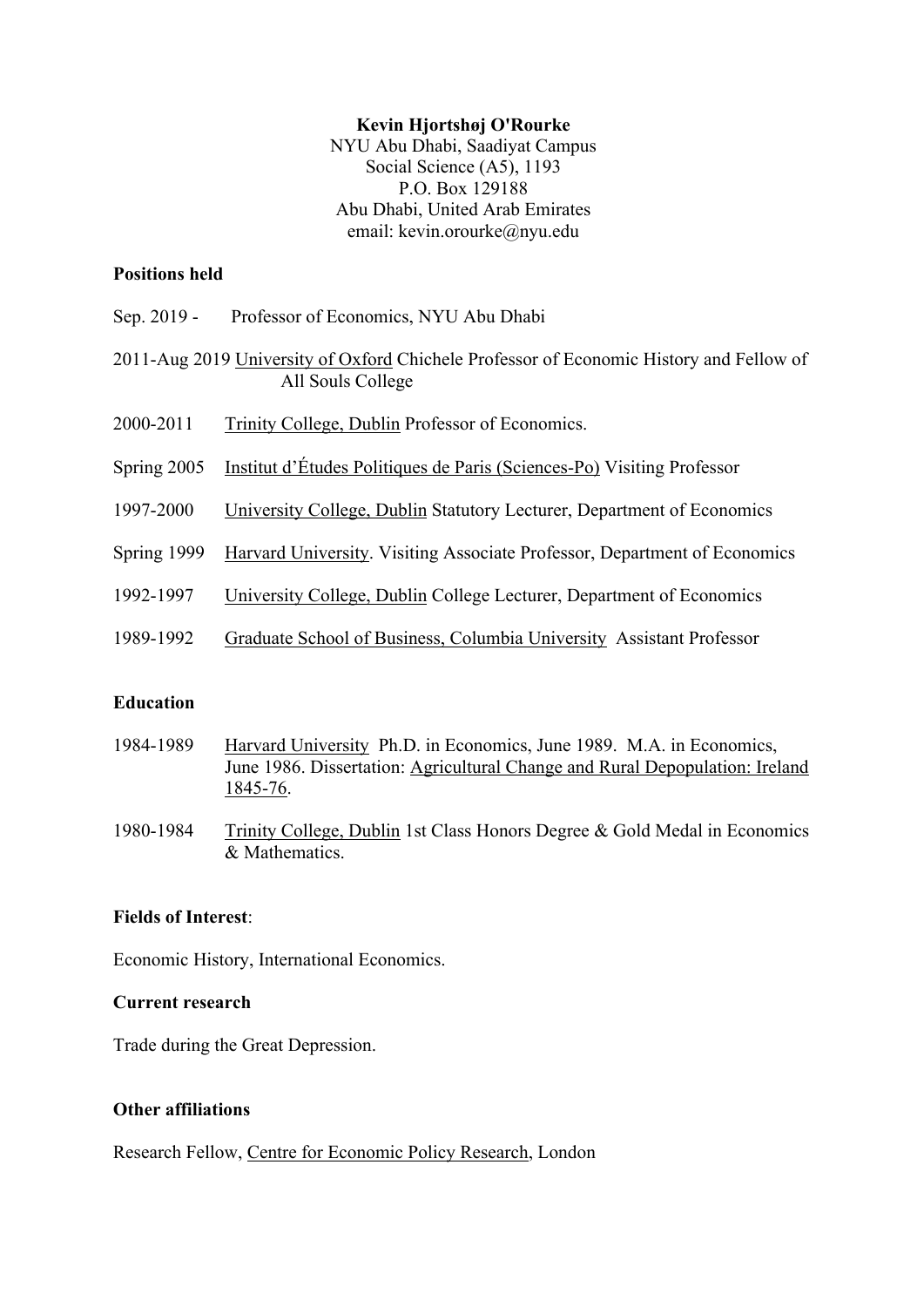**Kevin Hjortshøj O'Rourke**
NYU Abu Dhabi, Saadiyat Campus
Social Science (A5), 1193
P.O. Box 129188
Abu Dhabi, United Arab Emirates
email: kevin.orourke@nyu.edu

**Positions held**

Sep. 2019 - Professor of Economics, NYU Abu Dhabi

2011-Aug 2019 University of Oxford Chichele Professor of Economic History and Fellow of All Souls College

2000-2011 Trinity College, Dublin Professor of Economics.

Spring 2005 Institut d'Études Politiques de Paris (Sciences-Po) Visiting Professor

1997-2000 University College, Dublin Statutory Lecturer, Department of Economics

Spring 1999 Harvard University. Visiting Associate Professor, Department of Economics

1992-1997 University College, Dublin College Lecturer, Department of Economics

1989-1992 Graduate School of Business, Columbia University Assistant Professor

**Education**

1984-1989 Harvard University Ph.D. in Economics, June 1989. M.A. in Economics, June 1986. Dissertation: Agricultural Change and Rural Depopulation: Ireland 1845-76.

1980-1984 Trinity College, Dublin 1st Class Honors Degree & Gold Medal in Economics & Mathematics.

**Fields of Interest**:

Economic History, International Economics.

**Current research**

Trade during the Great Depression.

**Other affiliations**

Research Fellow, Centre for Economic Policy Research, London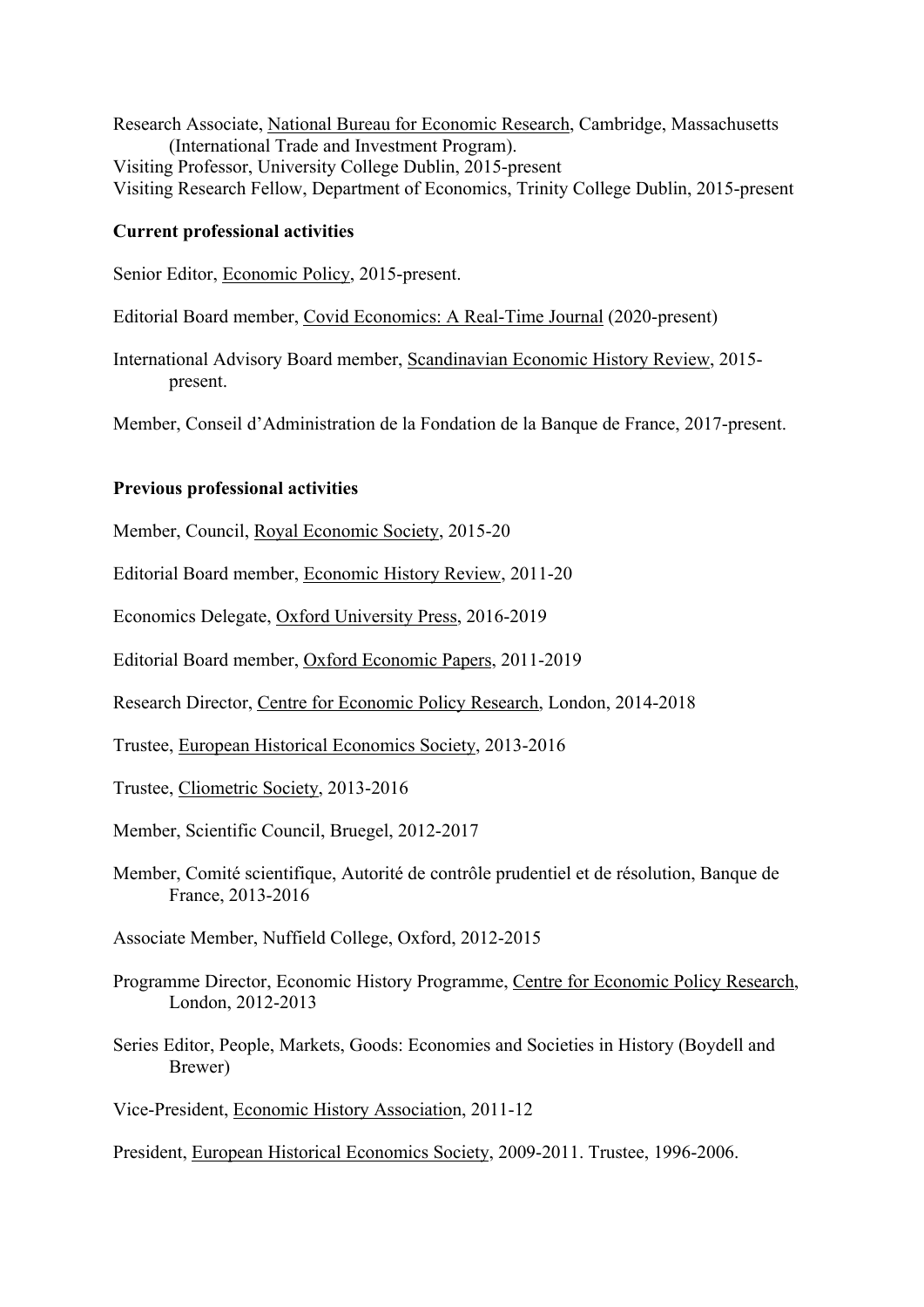Research Associate, National Bureau for Economic Research, Cambridge, Massachusetts (International Trade and Investment Program).
Visiting Professor, University College Dublin, 2015-present
Visiting Research Fellow, Department of Economics, Trinity College Dublin, 2015-present

**Current professional activities**

Senior Editor, Economic Policy, 2015-present.

Editorial Board member, Covid Economics: A Real-Time Journal (2020-present)

International Advisory Board member, Scandinavian Economic History Review, 2015-present.

Member, Conseil d'Administration de la Fondation de la Banque de France, 2017-present.

**Previous professional activities**

Member, Council, Royal Economic Society, 2015-20

Editorial Board member, Economic History Review, 2011-20

Economics Delegate, Oxford University Press, 2016-2019

Editorial Board member, Oxford Economic Papers, 2011-2019

Research Director, Centre for Economic Policy Research, London, 2014-2018

Trustee, European Historical Economics Society, 2013-2016

Trustee, Cliometric Society, 2013-2016

Member, Scientific Council, Bruegel, 2012-2017

Member, Comité scientifique, Autorité de contrôle prudentiel et de résolution, Banque de France, 2013-2016

Associate Member, Nuffield College, Oxford, 2012-2015

Programme Director, Economic History Programme, Centre for Economic Policy Research, London, 2012-2013

Series Editor, People, Markets, Goods: Economies and Societies in History (Boydell and Brewer)

Vice-President, Economic History Association, 2011-12

President, European Historical Economics Society, 2009-2011. Trustee, 1996-2006.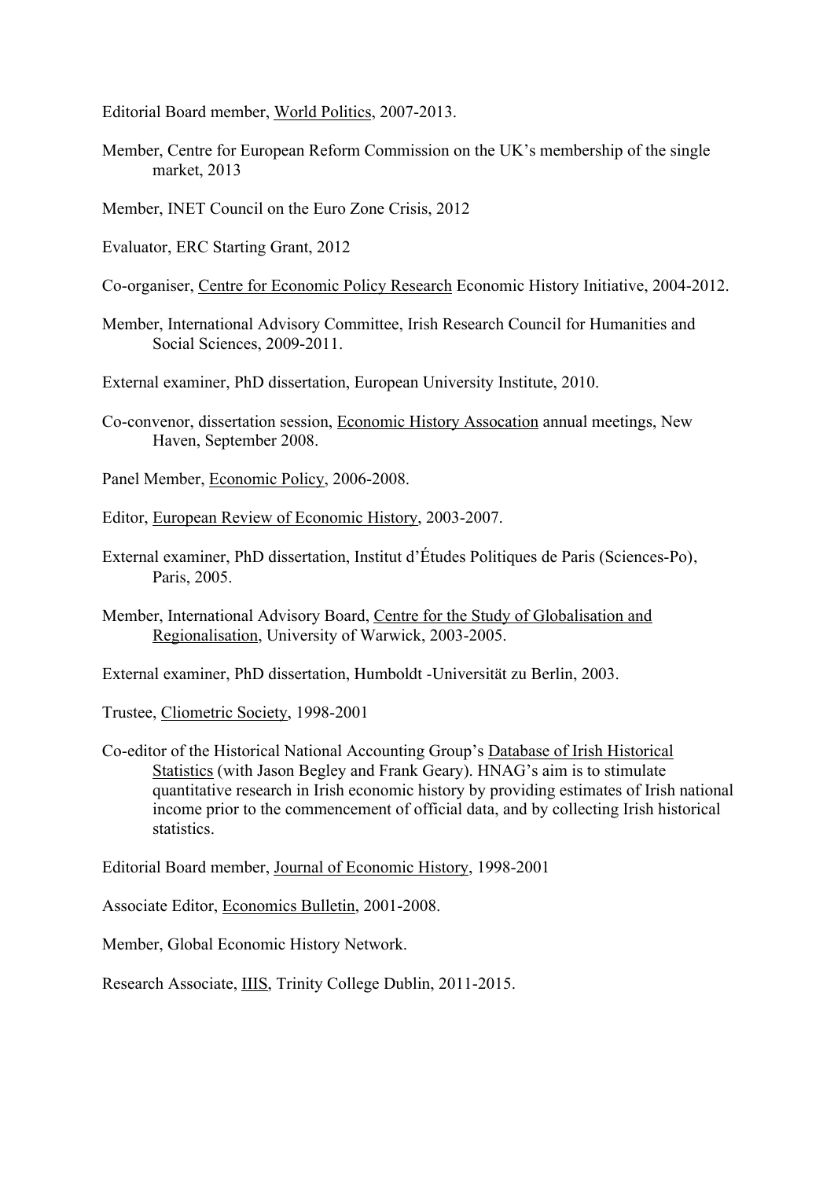Editorial Board member, World Politics, 2007-2013.

Member, Centre for European Reform Commission on the UK's membership of the single market, 2013

Member, INET Council on the Euro Zone Crisis, 2012

Evaluator, ERC Starting Grant, 2012

Co-organiser, Centre for Economic Policy Research Economic History Initiative, 2004-2012.

Member, International Advisory Committee, Irish Research Council for Humanities and Social Sciences, 2009-2011.

External examiner, PhD dissertation, European University Institute, 2010.

Co-convenor, dissertation session, Economic History Assocation annual meetings, New Haven, September 2008.

Panel Member, Economic Policy, 2006-2008.

Editor, European Review of Economic History, 2003-2007.

External examiner, PhD dissertation, Institut d'Études Politiques de Paris (Sciences-Po), Paris, 2005.

Member, International Advisory Board, Centre for the Study of Globalisation and Regionalisation, University of Warwick, 2003-2005.

External examiner, PhD dissertation, Humboldt -Universität zu Berlin, 2003.

Trustee, Cliometric Society, 1998-2001

Co-editor of the Historical National Accounting Group's Database of Irish Historical Statistics (with Jason Begley and Frank Geary). HNAG's aim is to stimulate quantitative research in Irish economic history by providing estimates of Irish national income prior to the commencement of official data, and by collecting Irish historical statistics.

Editorial Board member, Journal of Economic History, 1998-2001

Associate Editor, Economics Bulletin, 2001-2008.

Member, Global Economic History Network.

Research Associate, IIIS, Trinity College Dublin, 2011-2015.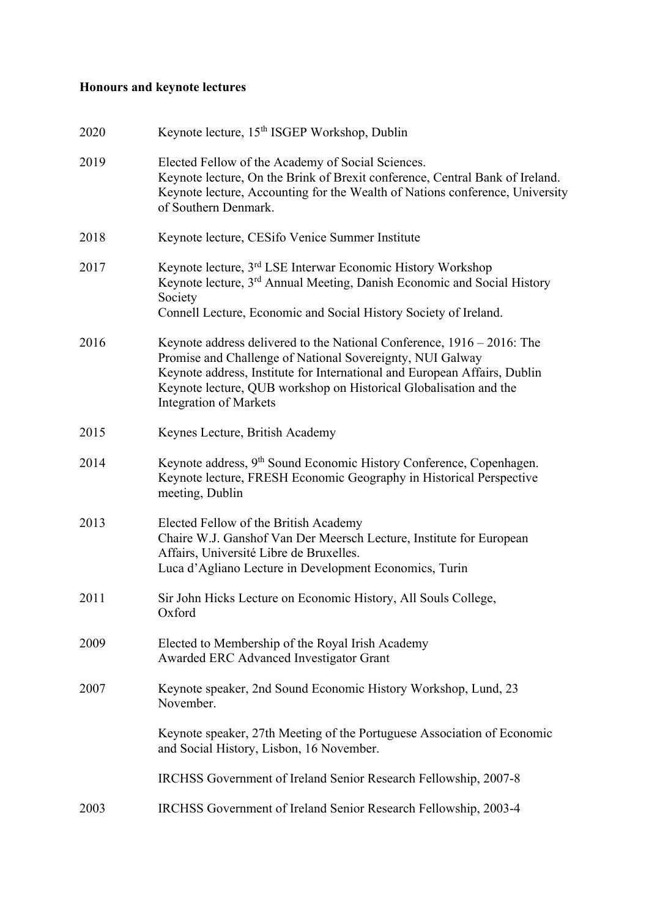**Honours and keynote lectures**

| | |
|---|---|
| 2020 | Keynote lecture, 15th ISGEP Workshop, Dublin |
| 2019 | Elected Fellow of the Academy of Social Sciences.<br>Keynote lecture, On the Brink of Brexit conference, Central Bank of Ireland.<br>Keynote lecture, Accounting for the Wealth of Nations conference, University of Southern Denmark. |
| 2018 | Keynote lecture, CESifo Venice Summer Institute |
| 2017 | Keynote lecture, 3rd LSE Interwar Economic History Workshop<br>Keynote lecture, 3rd Annual Meeting, Danish Economic and Social History Society<br>Connell Lecture, Economic and Social History Society of Ireland. |
| 2016 | Keynote address delivered to the National Conference, 1916 – 2016: The Promise and Challenge of National Sovereignty, NUI Galway<br>Keynote address, Institute for International and European Affairs, Dublin<br>Keynote lecture, QUB workshop on Historical Globalisation and the Integration of Markets |
| 2015 | Keynes Lecture, British Academy |
| 2014 | Keynote address, 9th Sound Economic History Conference, Copenhagen.<br>Keynote lecture, FRESH Economic Geography in Historical Perspective meeting, Dublin |
| 2013 | Elected Fellow of the British Academy<br>Chaire W.J. Ganshof Van Der Meersch Lecture, Institute for European Affairs, Université Libre de Bruxelles.<br>Luca d'Agliano Lecture in Development Economics, Turin |
| 2011 | Sir John Hicks Lecture on Economic History, All Souls College, Oxford |
| 2009 | Elected to Membership of the Royal Irish Academy<br>Awarded ERC Advanced Investigator Grant |
| 2007 | Keynote speaker, 2nd Sound Economic History Workshop, Lund, 23 November.<br><br>Keynote speaker, 27th Meeting of the Portuguese Association of Economic and Social History, Lisbon, 16 November.<br><br>IRCHSS Government of Ireland Senior Research Fellowship, 2007-8 |
| 2003 | IRCHSS Government of Ireland Senior Research Fellowship, 2003-4 |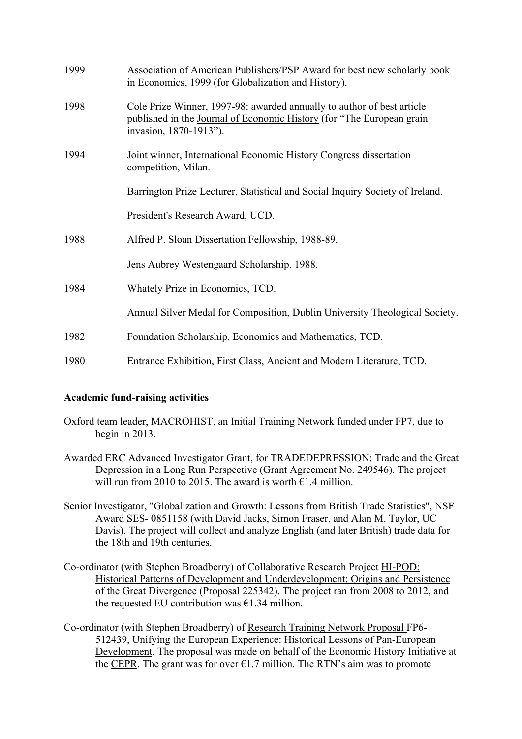| | |
|---|---|
| 1999 | Association of American Publishers/PSP Award for best new scholarly book in Economics, 1999 (for Globalization and History). |
| 1998 | Cole Prize Winner, 1997-98: awarded annually to author of best article published in the Journal of Economic History (for "The European grain invasion, 1870-1913"). |
| 1994 | Joint winner, International Economic History Congress dissertation competition, Milan. |
| | Barrington Prize Lecturer, Statistical and Social Inquiry Society of Ireland. |
| | President's Research Award, UCD. |
| 1988 | Alfred P. Sloan Dissertation Fellowship, 1988-89. |
| | Jens Aubrey Westengaard Scholarship, 1988. |
| 1984 | Whately Prize in Economics, TCD. |
| | Annual Silver Medal for Composition, Dublin University Theological Society. |
| 1982 | Foundation Scholarship, Economics and Mathematics, TCD. |
| 1980 | Entrance Exhibition, First Class, Ancient and Modern Literature, TCD. |

**Academic fund-raising activities**

Oxford team leader, MACROHIST, an Initial Training Network funded under FP7, due to begin in 2013.

Awarded ERC Advanced Investigator Grant, for TRADEDEPRESSION: Trade and the Great Depression in a Long Run Perspective (Grant Agreement No. 249546). The project will run from 2010 to 2015. The award is worth €1.4 million.

Senior Investigator, "Globalization and Growth: Lessons from British Trade Statistics", NSF Award SES- 0851158 (with David Jacks, Simon Fraser, and Alan M. Taylor, UC Davis). The project will collect and analyze English (and later British) trade data for the 18th and 19th centuries.

Co-ordinator (with Stephen Broadberry) of Collaborative Research Project HI-POD: Historical Patterns of Development and Underdevelopment: Origins and Persistence of the Great Divergence (Proposal 225342). The project ran from 2008 to 2012, and the requested EU contribution was €1.34 million.

Co-ordinator (with Stephen Broadberry) of Research Training Network Proposal FP6-512439, Unifying the European Experience: Historical Lessons of Pan-European Development. The proposal was made on behalf of the Economic History Initiative at the CEPR. The grant was for over €1.7 million. The RTN's aim was to promote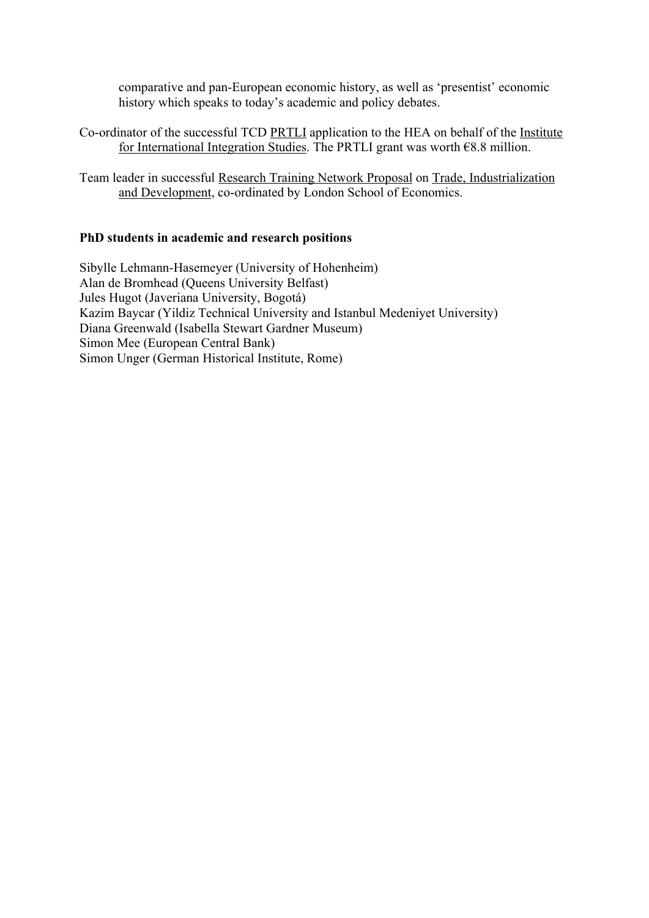comparative and pan-European economic history, as well as 'presentist' economic history which speaks to today's academic and policy debates.

Co-ordinator of the successful TCD PRTLI application to the HEA on behalf of the Institute for International Integration Studies. The PRTLI grant was worth €8.8 million.

Team leader in successful Research Training Network Proposal on Trade, Industrialization and Development, co-ordinated by London School of Economics.

**PhD students in academic and research positions**

Sibylle Lehmann-Hasemeyer (University of Hohenheim)
Alan de Bromhead (Queens University Belfast)
Jules Hugot (Javeriana University, Bogotá)
Kazim Baycar (Yildiz Technical University and Istanbul Medeniyet University)
Diana Greenwald (Isabella Stewart Gardner Museum)
Simon Mee (European Central Bank)
Simon Unger (German Historical Institute, Rome)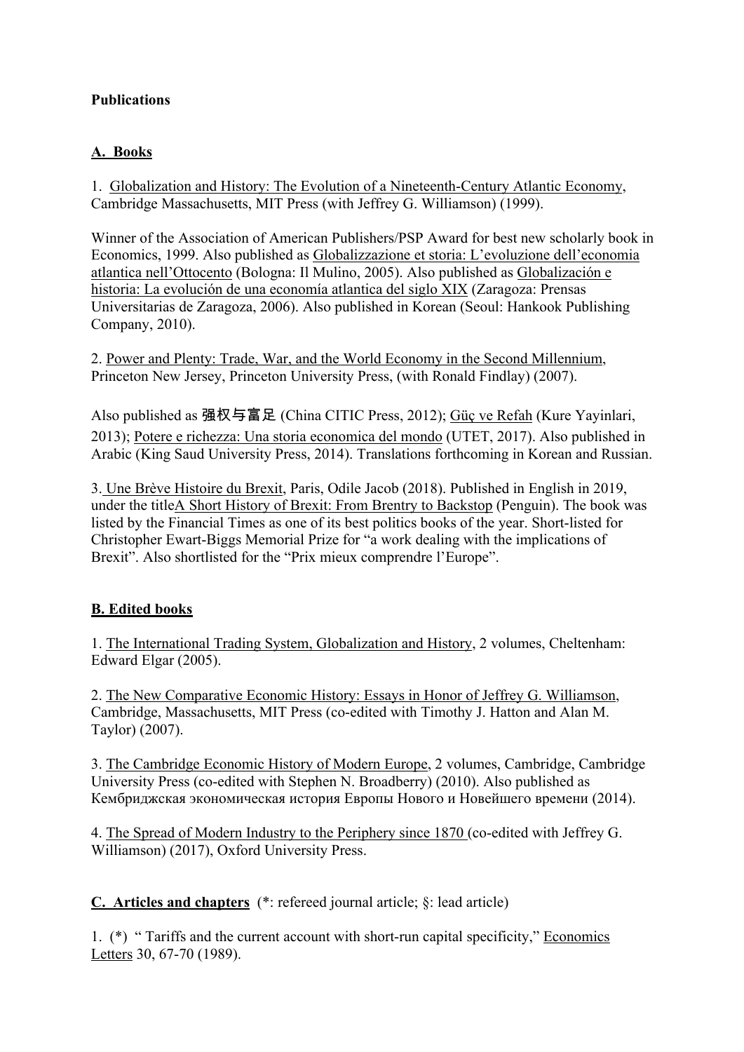**Publications**

**A. Books**

1. Globalization and History: The Evolution of a Nineteenth-Century Atlantic Economy, Cambridge Massachusetts, MIT Press (with Jeffrey G. Williamson) (1999).

Winner of the Association of American Publishers/PSP Award for best new scholarly book in Economics, 1999. Also published as Globalizzazione et storia: L'evoluzione dell'economia atlantica nell'Ottocento (Bologna: Il Mulino, 2005). Also published as Globalización e historia: La evolución de una economía atlantica del siglo XIX (Zaragoza: Prensas Universitarias de Zaragoza, 2006). Also published in Korean (Seoul: Hankook Publishing Company, 2010).

2. Power and Plenty: Trade, War, and the World Economy in the Second Millennium, Princeton New Jersey, Princeton University Press, (with Ronald Findlay) (2007).

Also published as 强权与富足 (China CITIC Press, 2012); Güç ve Refah (Kure Yayinlari, 2013); Potere e richezza: Una storia economica del mondo (UTET, 2017). Also published in Arabic (King Saud University Press, 2014). Translations forthcoming in Korean and Russian.

3. Une Brève Histoire du Brexit, Paris, Odile Jacob (2018). Published in English in 2019, under the titleA Short History of Brexit: From Brentry to Backstop (Penguin). The book was listed by the Financial Times as one of its best politics books of the year. Short-listed for Christopher Ewart-Biggs Memorial Prize for "a work dealing with the implications of Brexit". Also shortlisted for the "Prix mieux comprendre l'Europe".

**B. Edited books**

1. The International Trading System, Globalization and History, 2 volumes, Cheltenham: Edward Elgar (2005).

2. The New Comparative Economic History: Essays in Honor of Jeffrey G. Williamson, Cambridge, Massachusetts, MIT Press (co-edited with Timothy J. Hatton and Alan M. Taylor) (2007).

3. The Cambridge Economic History of Modern Europe, 2 volumes, Cambridge, Cambridge University Press (co-edited with Stephen N. Broadberry) (2010). Also published as Кембриджская экономическая история Европы Нового и Новейшего времени (2014).

4. The Spread of Modern Industry to the Periphery since 1870 (co-edited with Jeffrey G. Williamson) (2017), Oxford University Press.

**C. Articles and chapters** (*: refereed journal article; §: lead article)

1. (*) " Tariffs and the current account with short-run capital specificity," Economics Letters 30, 67-70 (1989).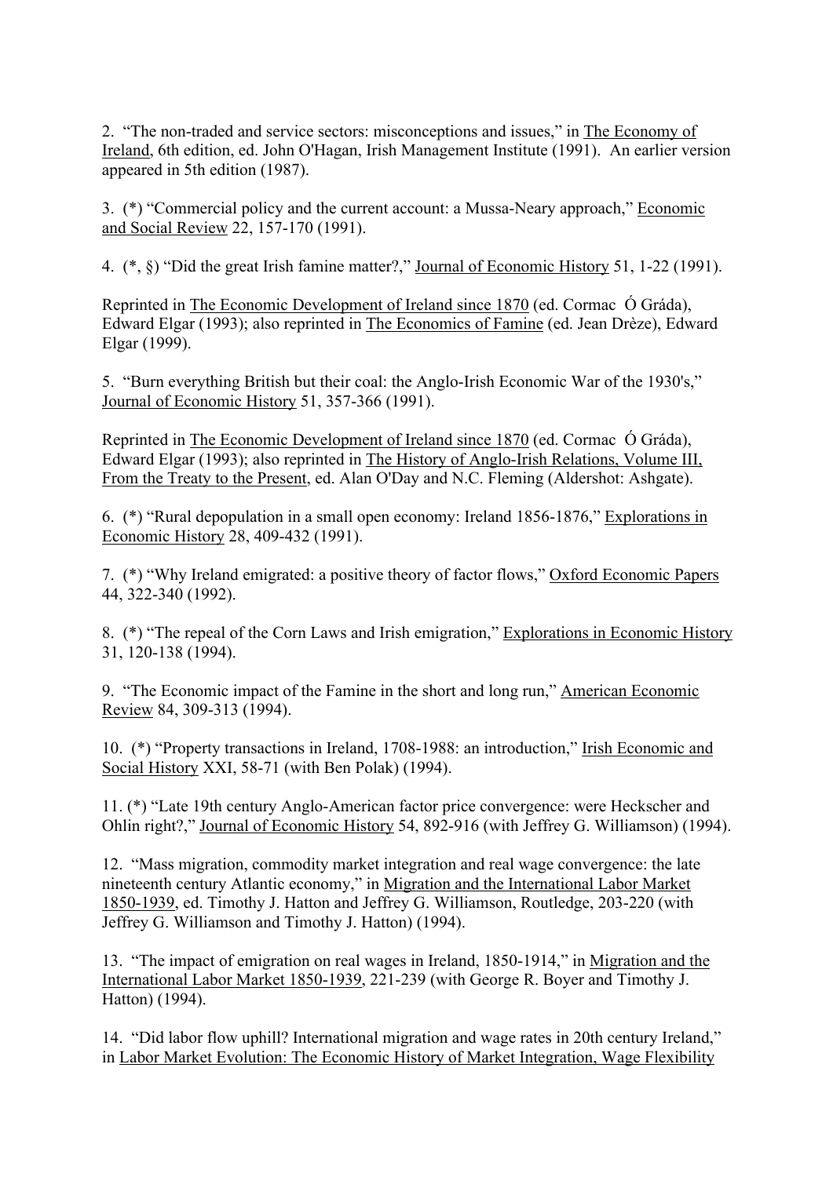2. “The non-traded and service sectors: misconceptions and issues,” in The Economy of Ireland, 6th edition, ed. John O'Hagan, Irish Management Institute (1991). An earlier version appeared in 5th edition (1987).

3. (*) “Commercial policy and the current account: a Mussa-Neary approach,” Economic and Social Review 22, 157-170 (1991).

4. (*, §) “Did the great Irish famine matter?,” Journal of Economic History 51, 1-22 (1991).

Reprinted in The Economic Development of Ireland since 1870 (ed. Cormac Ó Gráda), Edward Elgar (1993); also reprinted in The Economics of Famine (ed. Jean Drèze), Edward Elgar (1999).

5. “Burn everything British but their coal: the Anglo-Irish Economic War of the 1930's,” Journal of Economic History 51, 357-366 (1991).

Reprinted in The Economic Development of Ireland since 1870 (ed. Cormac Ó Gráda), Edward Elgar (1993); also reprinted in The History of Anglo-Irish Relations, Volume III, From the Treaty to the Present, ed. Alan O'Day and N.C. Fleming (Aldershot: Ashgate).

6. (*) “Rural depopulation in a small open economy: Ireland 1856-1876,” Explorations in Economic History 28, 409-432 (1991).

7. (*) “Why Ireland emigrated: a positive theory of factor flows,” Oxford Economic Papers 44, 322-340 (1992).

8. (*) “The repeal of the Corn Laws and Irish emigration,” Explorations in Economic History 31, 120-138 (1994).

9. “The Economic impact of the Famine in the short and long run,” American Economic Review 84, 309-313 (1994).

10. (*) “Property transactions in Ireland, 1708-1988: an introduction,” Irish Economic and Social History XXI, 58-71 (with Ben Polak) (1994).

11. (*) “Late 19th century Anglo-American factor price convergence: were Heckscher and Ohlin right?,” Journal of Economic History 54, 892-916 (with Jeffrey G. Williamson) (1994).

12. “Mass migration, commodity market integration and real wage convergence: the late nineteenth century Atlantic economy,” in Migration and the International Labor Market 1850-1939, ed. Timothy J. Hatton and Jeffrey G. Williamson, Routledge, 203-220 (with Jeffrey G. Williamson and Timothy J. Hatton) (1994).

13. “The impact of emigration on real wages in Ireland, 1850-1914,” in Migration and the International Labor Market 1850-1939, 221-239 (with George R. Boyer and Timothy J. Hatton) (1994).

14. “Did labor flow uphill? International migration and wage rates in 20th century Ireland,” in Labor Market Evolution: The Economic History of Market Integration, Wage Flexibility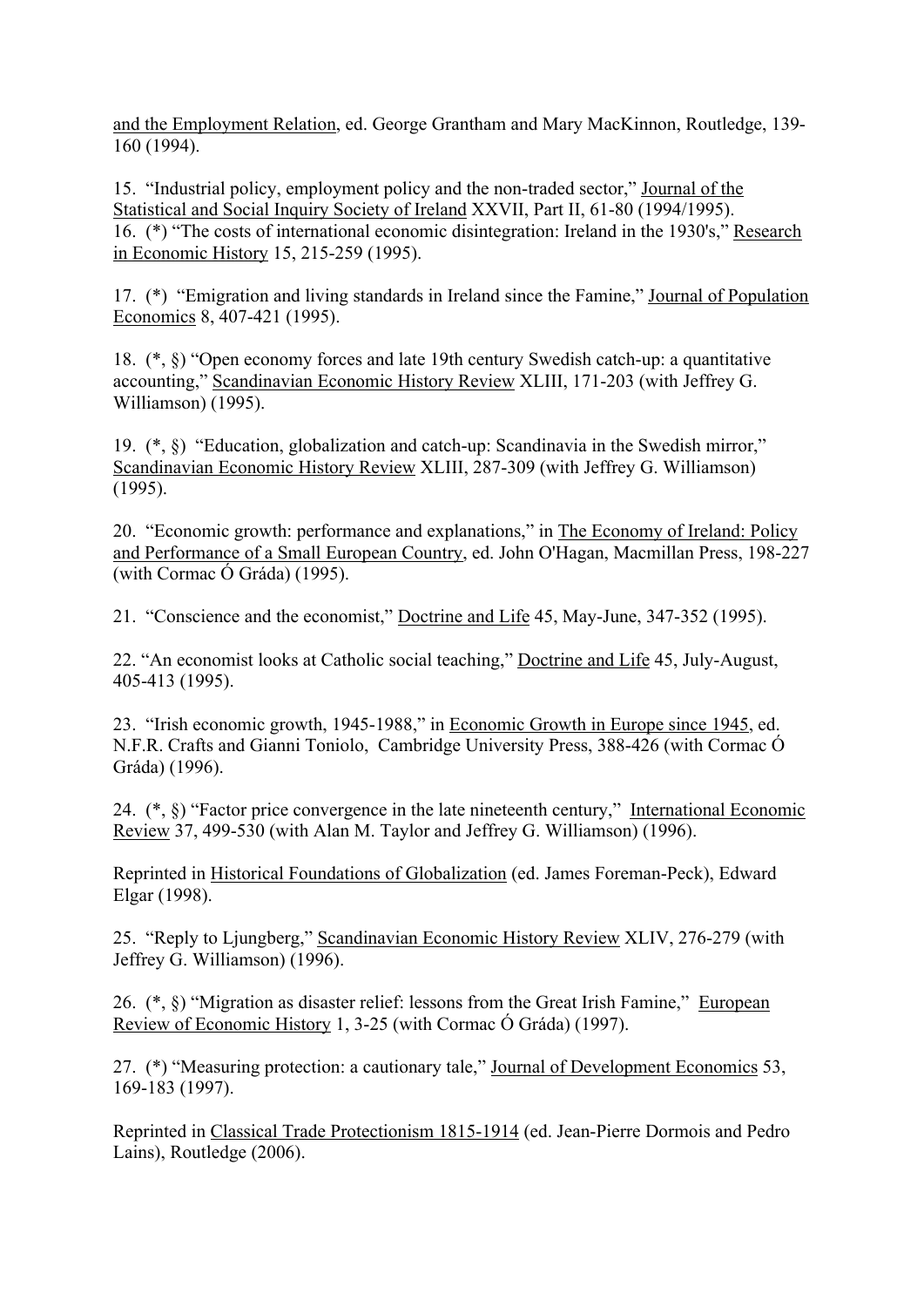and the Employment Relation, ed. George Grantham and Mary MacKinnon, Routledge, 139-160 (1994).

15. "Industrial policy, employment policy and the non-traded sector," Journal of the Statistical and Social Inquiry Society of Ireland XXVII, Part II, 61-80 (1994/1995).
16. (*) "The costs of international economic disintegration: Ireland in the 1930's," Research in Economic History 15, 215-259 (1995).

17. (*) "Emigration and living standards in Ireland since the Famine," Journal of Population Economics 8, 407-421 (1995).

18. (*, §) "Open economy forces and late 19th century Swedish catch-up: a quantitative accounting," Scandinavian Economic History Review XLIII, 171-203 (with Jeffrey G. Williamson) (1995).

19. (*, §) "Education, globalization and catch-up: Scandinavia in the Swedish mirror," Scandinavian Economic History Review XLIII, 287-309 (with Jeffrey G. Williamson) (1995).

20. "Economic growth: performance and explanations," in The Economy of Ireland: Policy and Performance of a Small European Country, ed. John O'Hagan, Macmillan Press, 198-227 (with Cormac Ó Gráda) (1995).

21. "Conscience and the economist," Doctrine and Life 45, May-June, 347-352 (1995).

22. "An economist looks at Catholic social teaching," Doctrine and Life 45, July-August, 405-413 (1995).

23. "Irish economic growth, 1945-1988," in Economic Growth in Europe since 1945, ed. N.F.R. Crafts and Gianni Toniolo, Cambridge University Press, 388-426 (with Cormac Ó Gráda) (1996).

24. (*, §) "Factor price convergence in the late nineteenth century," International Economic Review 37, 499-530 (with Alan M. Taylor and Jeffrey G. Williamson) (1996).

Reprinted in Historical Foundations of Globalization (ed. James Foreman-Peck), Edward Elgar (1998).

25. "Reply to Ljungberg," Scandinavian Economic History Review XLIV, 276-279 (with Jeffrey G. Williamson) (1996).

26. (*, §) "Migration as disaster relief: lessons from the Great Irish Famine," European Review of Economic History 1, 3-25 (with Cormac Ó Gráda) (1997).

27. (*) "Measuring protection: a cautionary tale," Journal of Development Economics 53, 169-183 (1997).

Reprinted in Classical Trade Protectionism 1815-1914 (ed. Jean-Pierre Dormois and Pedro Lains), Routledge (2006).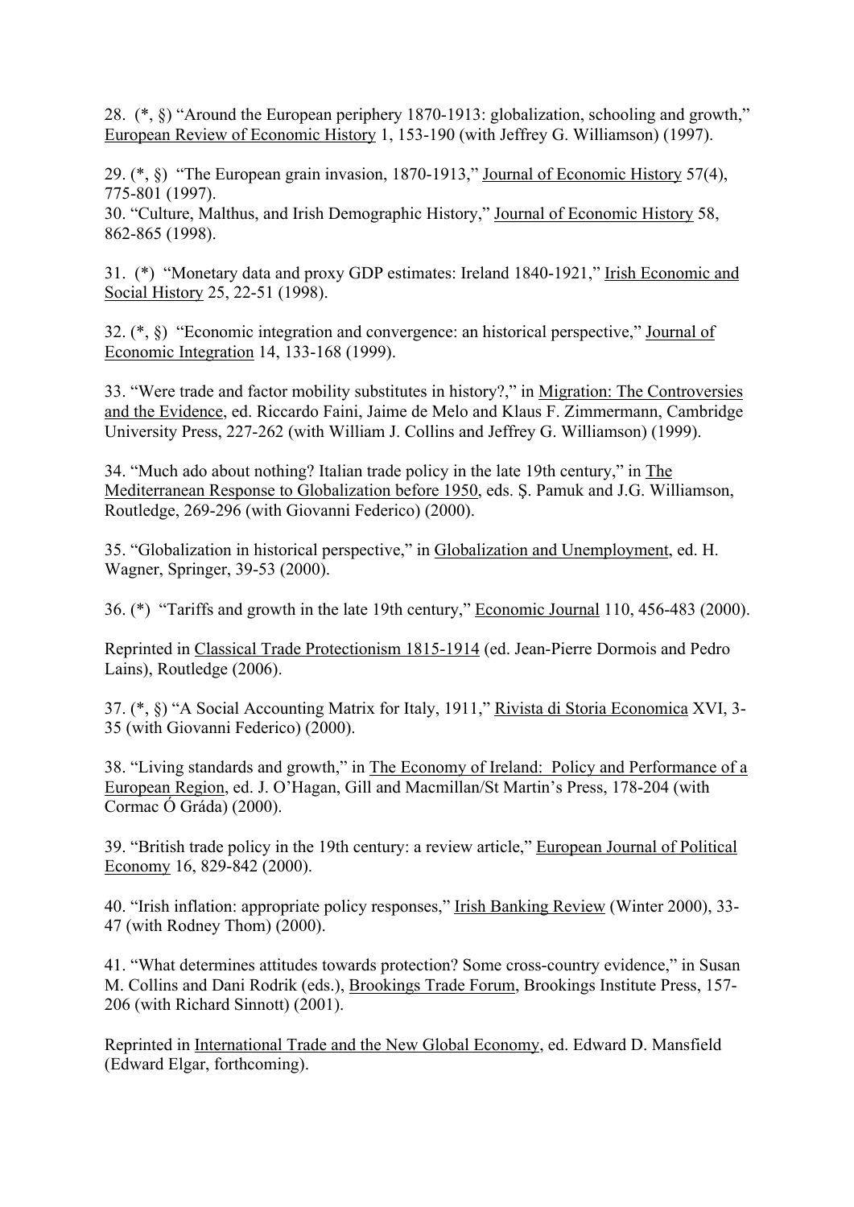28. (*, §) "Around the European periphery 1870-1913: globalization, schooling and growth," European Review of Economic History 1, 153-190 (with Jeffrey G. Williamson) (1997).

29. (*, §) "The European grain invasion, 1870-1913," Journal of Economic History 57(4), 775-801 (1997).

30. "Culture, Malthus, and Irish Demographic History," Journal of Economic History 58, 862-865 (1998).

31. (*) "Monetary data and proxy GDP estimates: Ireland 1840-1921," Irish Economic and Social History 25, 22-51 (1998).

32. (*, §) "Economic integration and convergence: an historical perspective," Journal of Economic Integration 14, 133-168 (1999).

33. "Were trade and factor mobility substitutes in history?," in Migration: The Controversies and the Evidence, ed. Riccardo Faini, Jaime de Melo and Klaus F. Zimmermann, Cambridge University Press, 227-262 (with William J. Collins and Jeffrey G. Williamson) (1999).

34. "Much ado about nothing? Italian trade policy in the late 19th century," in The Mediterranean Response to Globalization before 1950, eds. Ş. Pamuk and J.G. Williamson, Routledge, 269-296 (with Giovanni Federico) (2000).

35. "Globalization in historical perspective," in Globalization and Unemployment, ed. H. Wagner, Springer, 39-53 (2000).

36. (*) "Tariffs and growth in the late 19th century," Economic Journal 110, 456-483 (2000).

Reprinted in Classical Trade Protectionism 1815-1914 (ed. Jean-Pierre Dormois and Pedro Lains), Routledge (2006).

37. (*, §) "A Social Accounting Matrix for Italy, 1911," Rivista di Storia Economica XVI, 3-35 (with Giovanni Federico) (2000).

38. "Living standards and growth," in The Economy of Ireland: Policy and Performance of a European Region, ed. J. O'Hagan, Gill and Macmillan/St Martin's Press, 178-204 (with Cormac Ó Gráda) (2000).

39. "British trade policy in the 19th century: a review article," European Journal of Political Economy 16, 829-842 (2000).

40. "Irish inflation: appropriate policy responses," Irish Banking Review (Winter 2000), 33-47 (with Rodney Thom) (2000).

41. "What determines attitudes towards protection? Some cross-country evidence," in Susan M. Collins and Dani Rodrik (eds.), Brookings Trade Forum, Brookings Institute Press, 157-206 (with Richard Sinnott) (2001).

Reprinted in International Trade and the New Global Economy, ed. Edward D. Mansfield (Edward Elgar, forthcoming).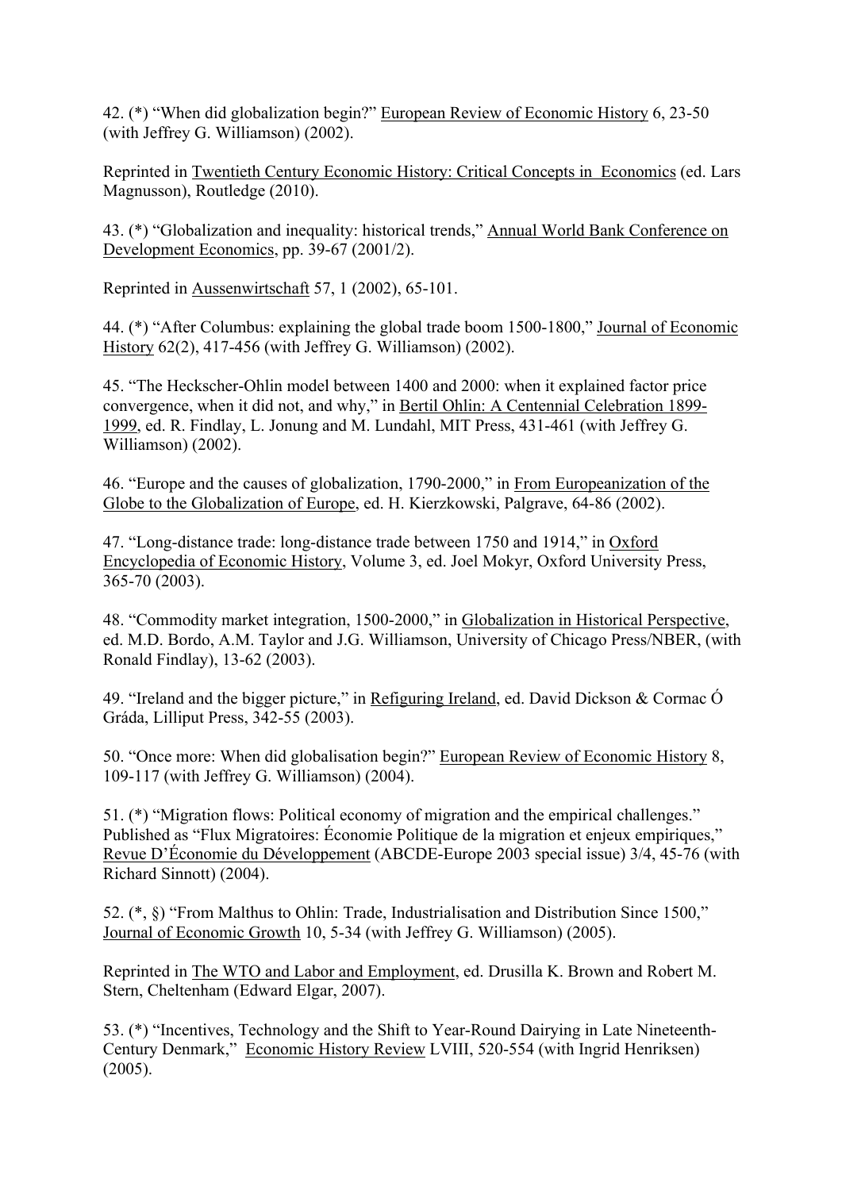42. (*) "When did globalization begin?" European Review of Economic History 6, 23-50 (with Jeffrey G. Williamson) (2002).

Reprinted in Twentieth Century Economic History: Critical Concepts in Economics (ed. Lars Magnusson), Routledge (2010).

43. (*) "Globalization and inequality: historical trends," Annual World Bank Conference on Development Economics, pp. 39-67 (2001/2).

Reprinted in Aussenwirtschaft 57, 1 (2002), 65-101.

44. (*) "After Columbus: explaining the global trade boom 1500-1800," Journal of Economic History 62(2), 417-456 (with Jeffrey G. Williamson) (2002).

45. "The Heckscher-Ohlin model between 1400 and 2000: when it explained factor price convergence, when it did not, and why," in Bertil Ohlin: A Centennial Celebration 1899-1999, ed. R. Findlay, L. Jonung and M. Lundahl, MIT Press, 431-461 (with Jeffrey G. Williamson) (2002).

46. "Europe and the causes of globalization, 1790-2000," in From Europeanization of the Globe to the Globalization of Europe, ed. H. Kierzkowski, Palgrave, 64-86 (2002).

47. "Long-distance trade: long-distance trade between 1750 and 1914," in Oxford Encyclopedia of Economic History, Volume 3, ed. Joel Mokyr, Oxford University Press, 365-70 (2003).

48. "Commodity market integration, 1500-2000," in Globalization in Historical Perspective, ed. M.D. Bordo, A.M. Taylor and J.G. Williamson, University of Chicago Press/NBER, (with Ronald Findlay), 13-62 (2003).

49. "Ireland and the bigger picture," in Refiguring Ireland, ed. David Dickson & Cormac Ó Gráda, Lilliput Press, 342-55 (2003).

50. "Once more: When did globalisation begin?" European Review of Economic History 8, 109-117 (with Jeffrey G. Williamson) (2004).

51. (*) "Migration flows: Political economy of migration and the empirical challenges." Published as "Flux Migratoires: Économie Politique de la migration et enjeux empiriques," Revue D'Économie du Développement (ABCDE-Europe 2003 special issue) 3/4, 45-76 (with Richard Sinnott) (2004).

52. (*, §) "From Malthus to Ohlin: Trade, Industrialisation and Distribution Since 1500," Journal of Economic Growth 10, 5-34 (with Jeffrey G. Williamson) (2005).

Reprinted in The WTO and Labor and Employment, ed. Drusilla K. Brown and Robert M. Stern, Cheltenham (Edward Elgar, 2007).

53. (*) "Incentives, Technology and the Shift to Year-Round Dairying in Late Nineteenth-Century Denmark," Economic History Review LVIII, 520-554 (with Ingrid Henriksen) (2005).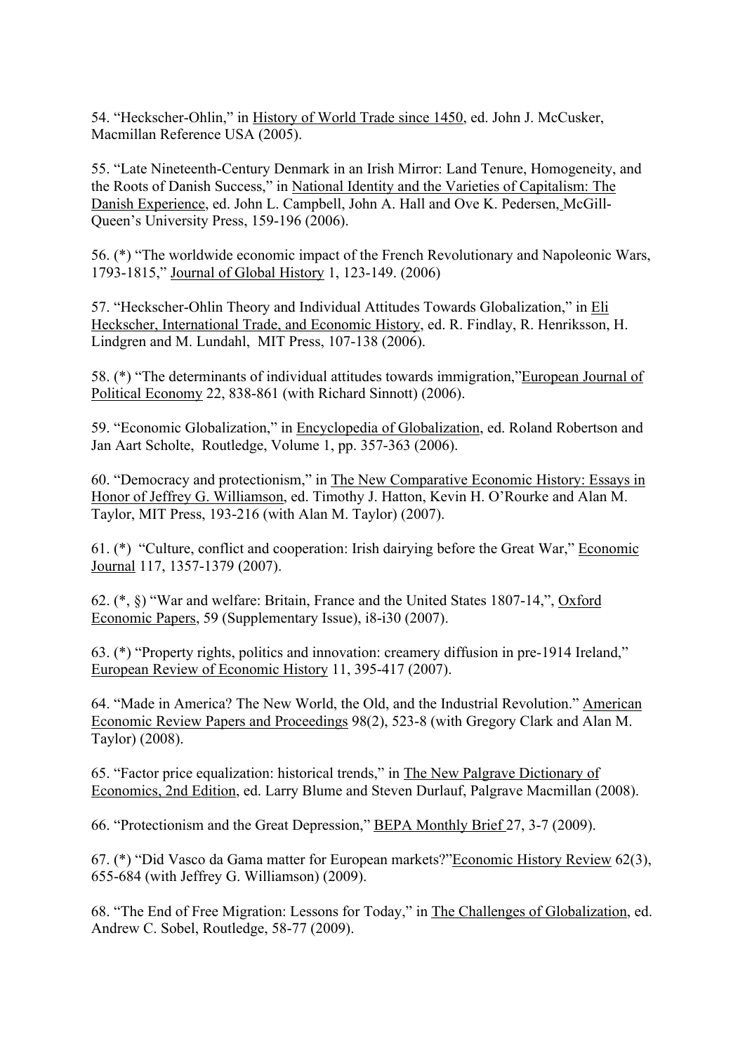54. "Heckscher-Ohlin," in History of World Trade since 1450, ed. John J. McCusker, Macmillan Reference USA (2005).

55. "Late Nineteenth-Century Denmark in an Irish Mirror: Land Tenure, Homogeneity, and the Roots of Danish Success," in National Identity and the Varieties of Capitalism: The Danish Experience, ed. John L. Campbell, John A. Hall and Ove K. Pedersen, McGill-Queen's University Press, 159-196 (2006).

56. (*) "The worldwide economic impact of the French Revolutionary and Napoleonic Wars, 1793-1815," Journal of Global History 1, 123-149. (2006)

57. "Heckscher-Ohlin Theory and Individual Attitudes Towards Globalization," in Eli Heckscher, International Trade, and Economic History, ed. R. Findlay, R. Henriksson, H. Lindgren and M. Lundahl, MIT Press, 107-138 (2006).

58. (*) "The determinants of individual attitudes towards immigration,"European Journal of Political Economy 22, 838-861 (with Richard Sinnott) (2006).

59. "Economic Globalization," in Encyclopedia of Globalization, ed. Roland Robertson and Jan Aart Scholte, Routledge, Volume 1, pp. 357-363 (2006).

60. "Democracy and protectionism," in The New Comparative Economic History: Essays in Honor of Jeffrey G. Williamson, ed. Timothy J. Hatton, Kevin H. O'Rourke and Alan M. Taylor, MIT Press, 193-216 (with Alan M. Taylor) (2007).

61. (*) "Culture, conflict and cooperation: Irish dairying before the Great War," Economic Journal 117, 1357-1379 (2007).

62. (*, §) "War and welfare: Britain, France and the United States 1807-14,", Oxford Economic Papers, 59 (Supplementary Issue), i8-i30 (2007).

63. (*) "Property rights, politics and innovation: creamery diffusion in pre-1914 Ireland," European Review of Economic History 11, 395-417 (2007).

64. "Made in America? The New World, the Old, and the Industrial Revolution." American Economic Review Papers and Proceedings 98(2), 523-8 (with Gregory Clark and Alan M. Taylor) (2008).

65. "Factor price equalization: historical trends," in The New Palgrave Dictionary of Economics, 2nd Edition, ed. Larry Blume and Steven Durlauf, Palgrave Macmillan (2008).

66. "Protectionism and the Great Depression," BEPA Monthly Brief 27, 3-7 (2009).

67. (*) "Did Vasco da Gama matter for European markets?"Economic History Review 62(3), 655-684 (with Jeffrey G. Williamson) (2009).

68. "The End of Free Migration: Lessons for Today," in The Challenges of Globalization, ed. Andrew C. Sobel, Routledge, 58-77 (2009).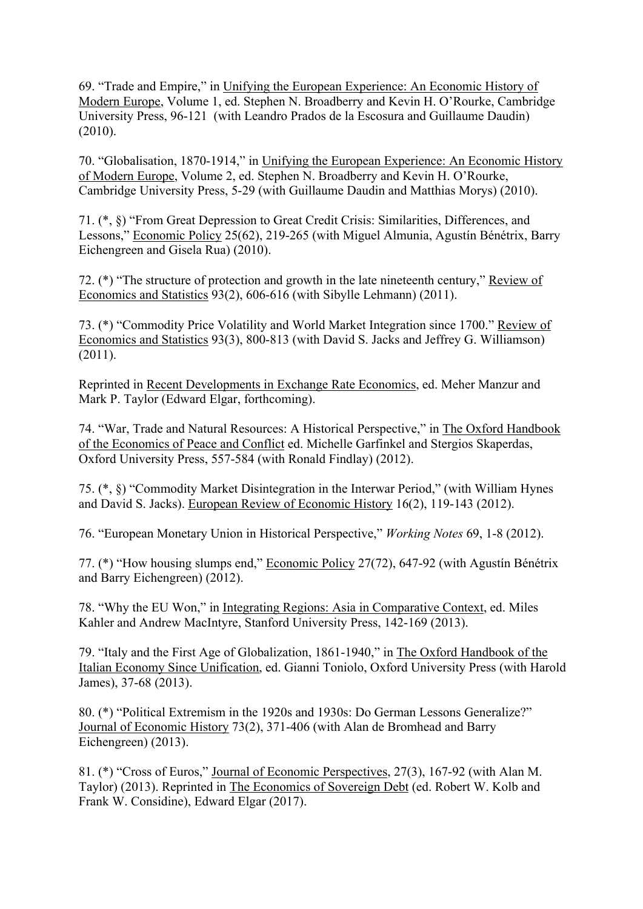69. "Trade and Empire," in Unifying the European Experience: An Economic History of Modern Europe, Volume 1, ed. Stephen N. Broadberry and Kevin H. O'Rourke, Cambridge University Press, 96-121 (with Leandro Prados de la Escosura and Guillaume Daudin) (2010).

70. "Globalisation, 1870-1914," in Unifying the European Experience: An Economic History of Modern Europe, Volume 2, ed. Stephen N. Broadberry and Kevin H. O'Rourke, Cambridge University Press, 5-29 (with Guillaume Daudin and Matthias Morys) (2010).

71. (*, §) "From Great Depression to Great Credit Crisis: Similarities, Differences, and Lessons," Economic Policy 25(62), 219-265 (with Miguel Almunia, Agustín Bénétrix, Barry Eichengreen and Gisela Rua) (2010).

72. (*) "The structure of protection and growth in the late nineteenth century," Review of Economics and Statistics 93(2), 606-616 (with Sibylle Lehmann) (2011).

73. (*) "Commodity Price Volatility and World Market Integration since 1700." Review of Economics and Statistics 93(3), 800-813 (with David S. Jacks and Jeffrey G. Williamson) (2011).

Reprinted in Recent Developments in Exchange Rate Economics, ed. Meher Manzur and Mark P. Taylor (Edward Elgar, forthcoming).

74. "War, Trade and Natural Resources: A Historical Perspective," in The Oxford Handbook of the Economics of Peace and Conflict ed. Michelle Garfinkel and Stergios Skaperdas, Oxford University Press, 557-584 (with Ronald Findlay) (2012).

75. (*, §) "Commodity Market Disintegration in the Interwar Period," (with William Hynes and David S. Jacks). European Review of Economic History 16(2), 119-143 (2012).

76. "European Monetary Union in Historical Perspective," *Working Notes* 69, 1-8 (2012).

77. (*) "How housing slumps end," Economic Policy 27(72), 647-92 (with Agustín Bénétrix and Barry Eichengreen) (2012).

78. "Why the EU Won," in Integrating Regions: Asia in Comparative Context, ed. Miles Kahler and Andrew MacIntyre, Stanford University Press, 142-169 (2013).

79. "Italy and the First Age of Globalization, 1861-1940," in The Oxford Handbook of the Italian Economy Since Unification, ed. Gianni Toniolo, Oxford University Press (with Harold James), 37-68 (2013).

80. (*) "Political Extremism in the 1920s and 1930s: Do German Lessons Generalize?" Journal of Economic History 73(2), 371-406 (with Alan de Bromhead and Barry Eichengreen) (2013).

81. (*) "Cross of Euros," Journal of Economic Perspectives, 27(3), 167-92 (with Alan M. Taylor) (2013). Reprinted in The Economics of Sovereign Debt (ed. Robert W. Kolb and Frank W. Considine), Edward Elgar (2017).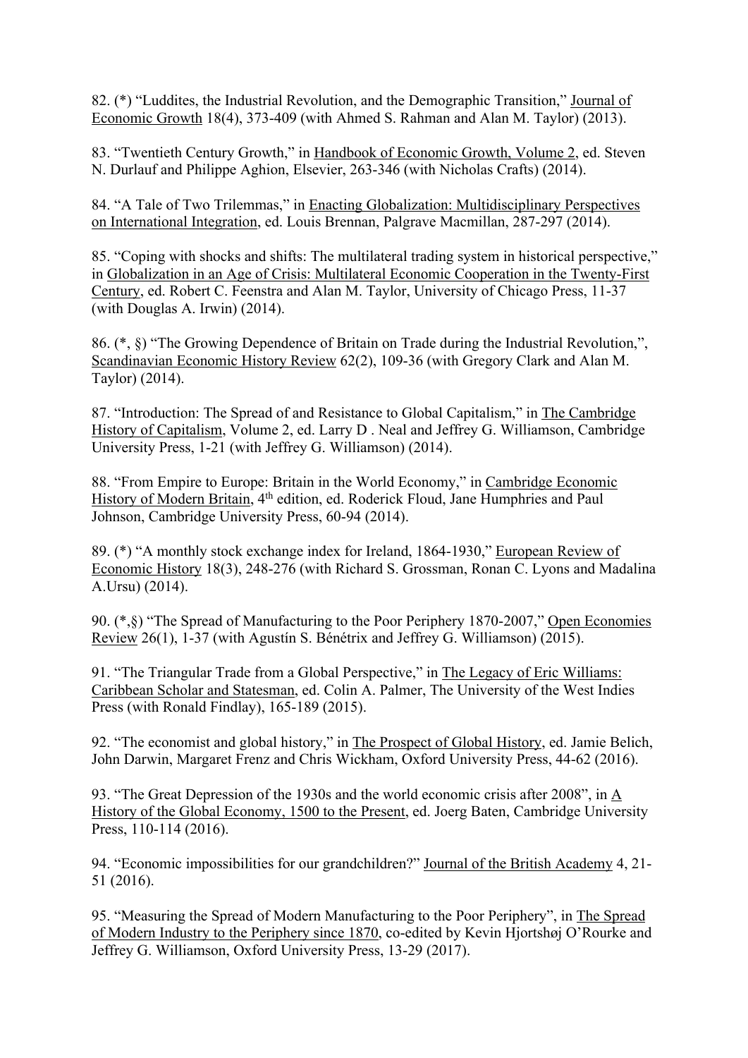82. (*) “Luddites, the Industrial Revolution, and the Demographic Transition,” Journal of Economic Growth 18(4), 373-409 (with Ahmed S. Rahman and Alan M. Taylor) (2013).

83. “Twentieth Century Growth,” in Handbook of Economic Growth, Volume 2, ed. Steven N. Durlauf and Philippe Aghion, Elsevier, 263-346 (with Nicholas Crafts) (2014).

84. “A Tale of Two Trilemmas,” in Enacting Globalization: Multidisciplinary Perspectives on International Integration, ed. Louis Brennan, Palgrave Macmillan, 287-297 (2014).

85. “Coping with shocks and shifts: The multilateral trading system in historical perspective,” in Globalization in an Age of Crisis: Multilateral Economic Cooperation in the Twenty-First Century, ed. Robert C. Feenstra and Alan M. Taylor, University of Chicago Press, 11-37 (with Douglas A. Irwin) (2014).

86. (*, §) “The Growing Dependence of Britain on Trade during the Industrial Revolution,”, Scandinavian Economic History Review 62(2), 109-36 (with Gregory Clark and Alan M. Taylor) (2014).

87. “Introduction: The Spread of and Resistance to Global Capitalism,” in The Cambridge History of Capitalism, Volume 2, ed. Larry D . Neal and Jeffrey G. Williamson, Cambridge University Press, 1-21 (with Jeffrey G. Williamson) (2014).

88. “From Empire to Europe: Britain in the World Economy,” in Cambridge Economic History of Modern Britain, 4th edition, ed. Roderick Floud, Jane Humphries and Paul Johnson, Cambridge University Press, 60-94 (2014).

89. (*) “A monthly stock exchange index for Ireland, 1864-1930,” European Review of Economic History 18(3), 248-276 (with Richard S. Grossman, Ronan C. Lyons and Madalina A.Ursu) (2014).

90. (*,§) “The Spread of Manufacturing to the Poor Periphery 1870-2007,” Open Economies Review 26(1), 1-37 (with Agustín S. Bénétrix and Jeffrey G. Williamson) (2015).

91. “The Triangular Trade from a Global Perspective,” in The Legacy of Eric Williams: Caribbean Scholar and Statesman, ed. Colin A. Palmer, The University of the West Indies Press (with Ronald Findlay), 165-189 (2015).

92. “The economist and global history,” in The Prospect of Global History, ed. Jamie Belich, John Darwin, Margaret Frenz and Chris Wickham, Oxford University Press, 44-62 (2016).

93. “The Great Depression of the 1930s and the world economic crisis after 2008”, in A History of the Global Economy, 1500 to the Present, ed. Joerg Baten, Cambridge University Press, 110-114 (2016).

94. “Economic impossibilities for our grandchildren?” Journal of the British Academy 4, 21-51 (2016).

95. “Measuring the Spread of Modern Manufacturing to the Poor Periphery”, in The Spread of Modern Industry to the Periphery since 1870, co-edited by Kevin Hjortshøj O’Rourke and Jeffrey G. Williamson, Oxford University Press, 13-29 (2017).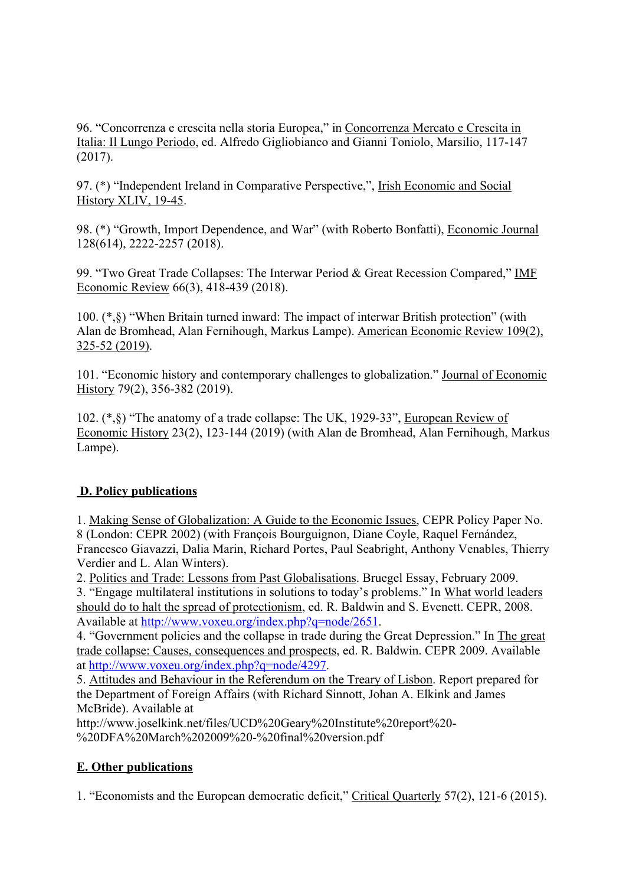96. "Concorrenza e crescita nella storia Europea," in Concorrenza Mercato e Crescita in Italia: Il Lungo Periodo, ed. Alfredo Gigliobianco and Gianni Toniolo, Marsilio, 117-147 (2017).

97. (*) "Independent Ireland in Comparative Perspective,", Irish Economic and Social History XLIV, 19-45.

98. (*) "Growth, Import Dependence, and War" (with Roberto Bonfatti), Economic Journal 128(614), 2222-2257 (2018).

99. "Two Great Trade Collapses: The Interwar Period & Great Recession Compared," IMF Economic Review 66(3), 418-439 (2018).

100. (*,§) "When Britain turned inward: The impact of interwar British protection" (with Alan de Bromhead, Alan Fernihough, Markus Lampe). American Economic Review 109(2), 325-52 (2019).

101. "Economic history and contemporary challenges to globalization." Journal of Economic History 79(2), 356-382 (2019).

102. (*,§) "The anatomy of a trade collapse: The UK, 1929-33", European Review of Economic History 23(2), 123-144 (2019) (with Alan de Bromhead, Alan Fernihough, Markus Lampe).

## D. Policy publications

1. Making Sense of Globalization: A Guide to the Economic Issues, CEPR Policy Paper No. 8 (London: CEPR 2002) (with François Bourguignon, Diane Coyle, Raquel Fernández, Francesco Giavazzi, Dalia Marin, Richard Portes, Paul Seabright, Anthony Venables, Thierry Verdier and L. Alan Winters).
2. Politics and Trade: Lessons from Past Globalisations. Bruegel Essay, February 2009.
3. "Engage multilateral institutions in solutions to today's problems." In What world leaders should do to halt the spread of protectionism, ed. R. Baldwin and S. Evenett. CEPR, 2008. Available at http://www.voxeu.org/index.php?q=node/2651.
4. "Government policies and the collapse in trade during the Great Depression." In The great trade collapse: Causes, consequences and prospects, ed. R. Baldwin. CEPR 2009. Available at http://www.voxeu.org/index.php?q=node/4297.
5. Attitudes and Behaviour in the Referendum on the Treary of Lisbon. Report prepared for the Department of Foreign Affairs (with Richard Sinnott, Johan A. Elkink and James McBride). Available at http://www.joselkink.net/files/UCD%20Geary%20Institute%20report%20-%20DFA%20March%202009%20-%20final%20version.pdf

## E. Other publications

1. "Economists and the European democratic deficit," Critical Quarterly 57(2), 121-6 (2015).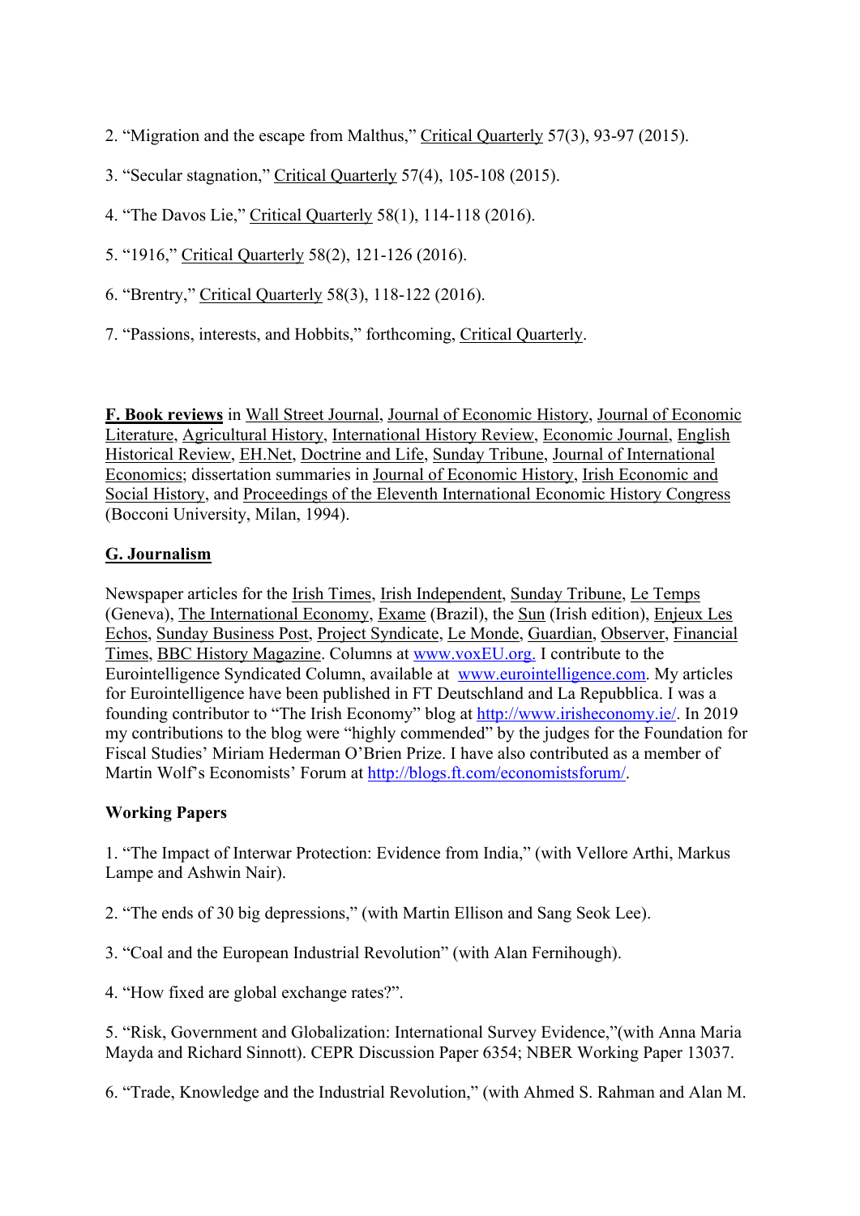2. "Migration and the escape from Malthus," Critical Quarterly 57(3), 93-97 (2015).

3. "Secular stagnation," Critical Quarterly 57(4), 105-108 (2015).

4. "The Davos Lie," Critical Quarterly 58(1), 114-118 (2016).

5. "1916," Critical Quarterly 58(2), 121-126 (2016).

6. "Brentry," Critical Quarterly 58(3), 118-122 (2016).

7. "Passions, interests, and Hobbits," forthcoming, Critical Quarterly.

**F. Book reviews** in Wall Street Journal, Journal of Economic History, Journal of Economic Literature, Agricultural History, International History Review, Economic Journal, English Historical Review, EH.Net, Doctrine and Life, Sunday Tribune, Journal of International Economics; dissertation summaries in Journal of Economic History, Irish Economic and Social History, and Proceedings of the Eleventh International Economic History Congress (Bocconi University, Milan, 1994).

**G. Journalism**

Newspaper articles for the Irish Times, Irish Independent, Sunday Tribune, Le Temps (Geneva), The International Economy, Exame (Brazil), the Sun (Irish edition), Enjeux Les Echos, Sunday Business Post, Project Syndicate, Le Monde, Guardian, Observer, Financial Times, BBC History Magazine. Columns at www.voxEU.org. I contribute to the Eurointelligence Syndicated Column, available at www.eurointelligence.com. My articles for Eurointelligence have been published in FT Deutschland and La Repubblica. I was a founding contributor to "The Irish Economy" blog at http://www.irisheconomy.ie/. In 2019 my contributions to the blog were "highly commended" by the judges for the Foundation for Fiscal Studies' Miriam Hederman O'Brien Prize. I have also contributed as a member of Martin Wolf's Economists' Forum at http://blogs.ft.com/economistsforum/.

**Working Papers**

1. "The Impact of Interwar Protection: Evidence from India," (with Vellore Arthi, Markus Lampe and Ashwin Nair).

2. "The ends of 30 big depressions," (with Martin Ellison and Sang Seok Lee).

3. "Coal and the European Industrial Revolution" (with Alan Fernihough).

4. "How fixed are global exchange rates?".

5. "Risk, Government and Globalization: International Survey Evidence,"(with Anna Maria Mayda and Richard Sinnott). CEPR Discussion Paper 6354; NBER Working Paper 13037.

6. "Trade, Knowledge and the Industrial Revolution," (with Ahmed S. Rahman and Alan M.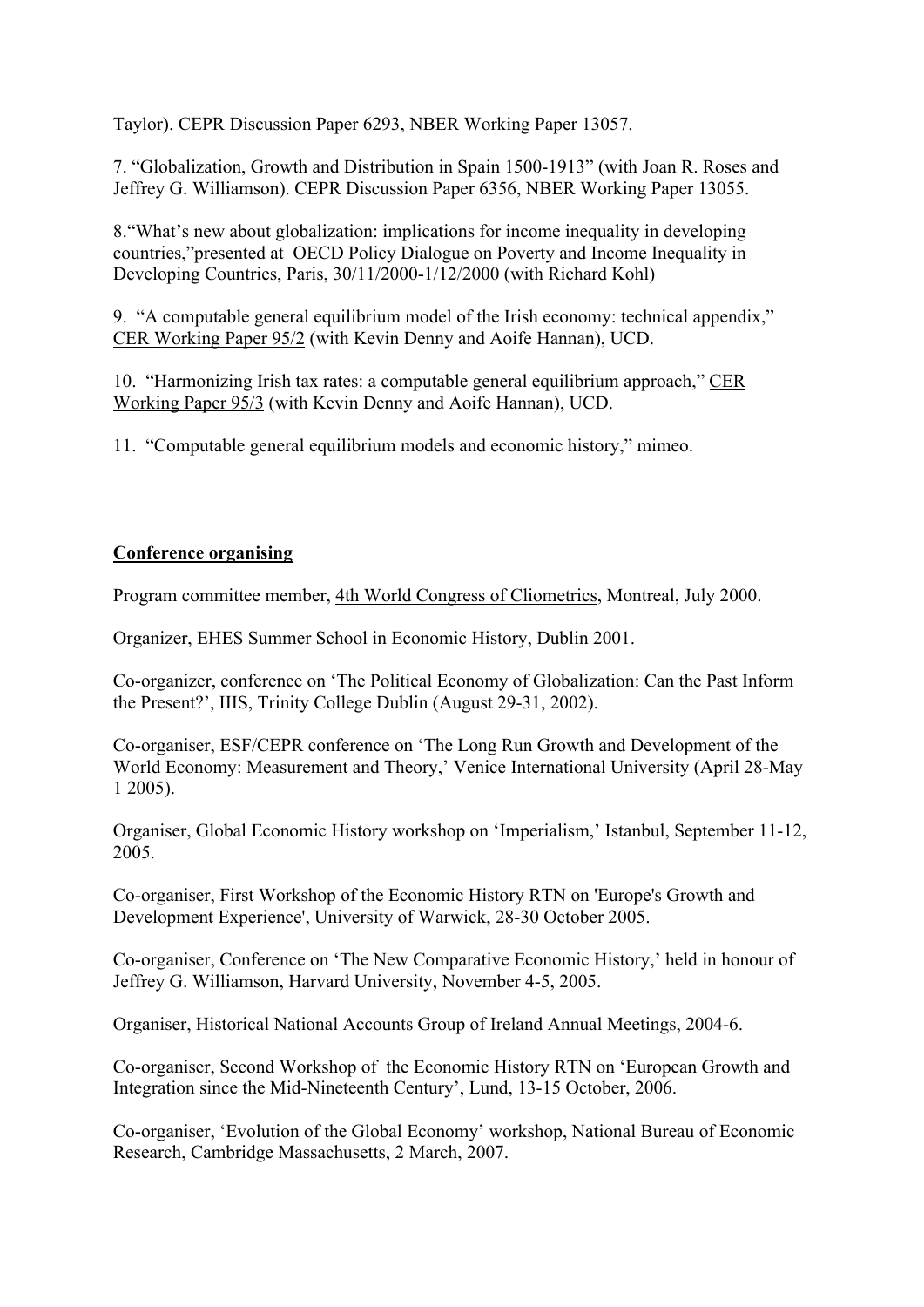Taylor). CEPR Discussion Paper 6293, NBER Working Paper 13057.

7. "Globalization, Growth and Distribution in Spain 1500-1913" (with Joan R. Roses and Jeffrey G. Williamson). CEPR Discussion Paper 6356, NBER Working Paper 13055.

8."What's new about globalization: implications for income inequality in developing countries,"presented at OECD Policy Dialogue on Poverty and Income Inequality in Developing Countries, Paris, 30/11/2000-1/12/2000 (with Richard Kohl)

9. "A computable general equilibrium model of the Irish economy: technical appendix," CER Working Paper 95/2 (with Kevin Denny and Aoife Hannan), UCD.

10. "Harmonizing Irish tax rates: a computable general equilibrium approach," CER Working Paper 95/3 (with Kevin Denny and Aoife Hannan), UCD.

11. "Computable general equilibrium models and economic history," mimeo.

**Conference organising**

Program committee member, 4th World Congress of Cliometrics, Montreal, July 2000.

Organizer, EHES Summer School in Economic History, Dublin 2001.

Co-organizer, conference on 'The Political Economy of Globalization: Can the Past Inform the Present?', IIIS, Trinity College Dublin (August 29-31, 2002).

Co-organiser, ESF/CEPR conference on 'The Long Run Growth and Development of the World Economy: Measurement and Theory,' Venice International University (April 28-May 1 2005).

Organiser, Global Economic History workshop on 'Imperialism,' Istanbul, September 11-12, 2005.

Co-organiser, First Workshop of the Economic History RTN on 'Europe's Growth and Development Experience', University of Warwick, 28-30 October 2005.

Co-organiser, Conference on 'The New Comparative Economic History,' held in honour of Jeffrey G. Williamson, Harvard University, November 4-5, 2005.

Organiser, Historical National Accounts Group of Ireland Annual Meetings, 2004-6.

Co-organiser, Second Workshop of the Economic History RTN on 'European Growth and Integration since the Mid-Nineteenth Century', Lund, 13-15 October, 2006.

Co-organiser, 'Evolution of the Global Economy' workshop, National Bureau of Economic Research, Cambridge Massachusetts, 2 March, 2007.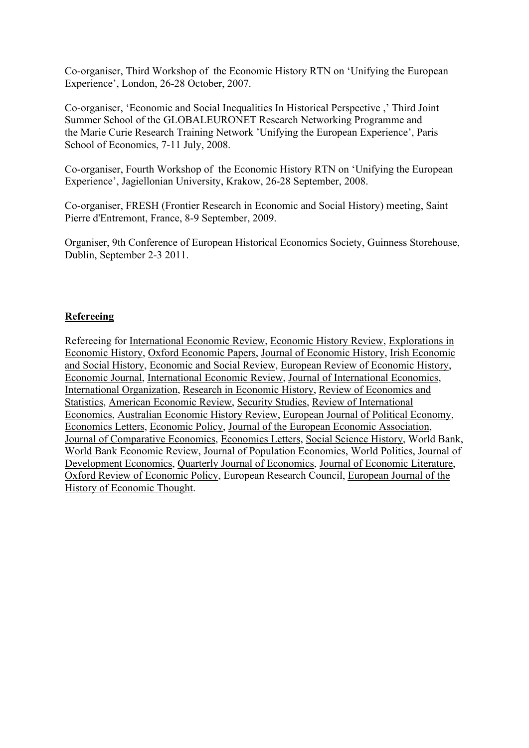Co-organiser, Third Workshop of the Economic History RTN on 'Unifying the European Experience', London, 26-28 October, 2007.

Co-organiser, 'Economic and Social Inequalities In Historical Perspective ,' Third Joint Summer School of the GLOBALEURONET Research Networking Programme and the Marie Curie Research Training Network 'Unifying the European Experience', Paris School of Economics, 7-11 July, 2008.

Co-organiser, Fourth Workshop of the Economic History RTN on 'Unifying the European Experience', Jagiellonian University, Krakow, 26-28 September, 2008.

Co-organiser, FRESH (Frontier Research in Economic and Social History) meeting, Saint Pierre d'Entremont, France, 8-9 September, 2009.

Organiser, 9th Conference of European Historical Economics Society, Guinness Storehouse, Dublin, September 2-3 2011.

**Refereeing**

Refereeing for International Economic Review, Economic History Review, Explorations in Economic History, Oxford Economic Papers, Journal of Economic History, Irish Economic and Social History, Economic and Social Review, European Review of Economic History, Economic Journal, International Economic Review, Journal of International Economics, International Organization, Research in Economic History, Review of Economics and Statistics, American Economic Review, Security Studies, Review of International Economics, Australian Economic History Review, European Journal of Political Economy, Economics Letters, Economic Policy, Journal of the European Economic Association, Journal of Comparative Economics, Economics Letters, Social Science History, World Bank, World Bank Economic Review, Journal of Population Economics, World Politics, Journal of Development Economics, Quarterly Journal of Economics, Journal of Economic Literature, Oxford Review of Economic Policy, European Research Council, European Journal of the History of Economic Thought.